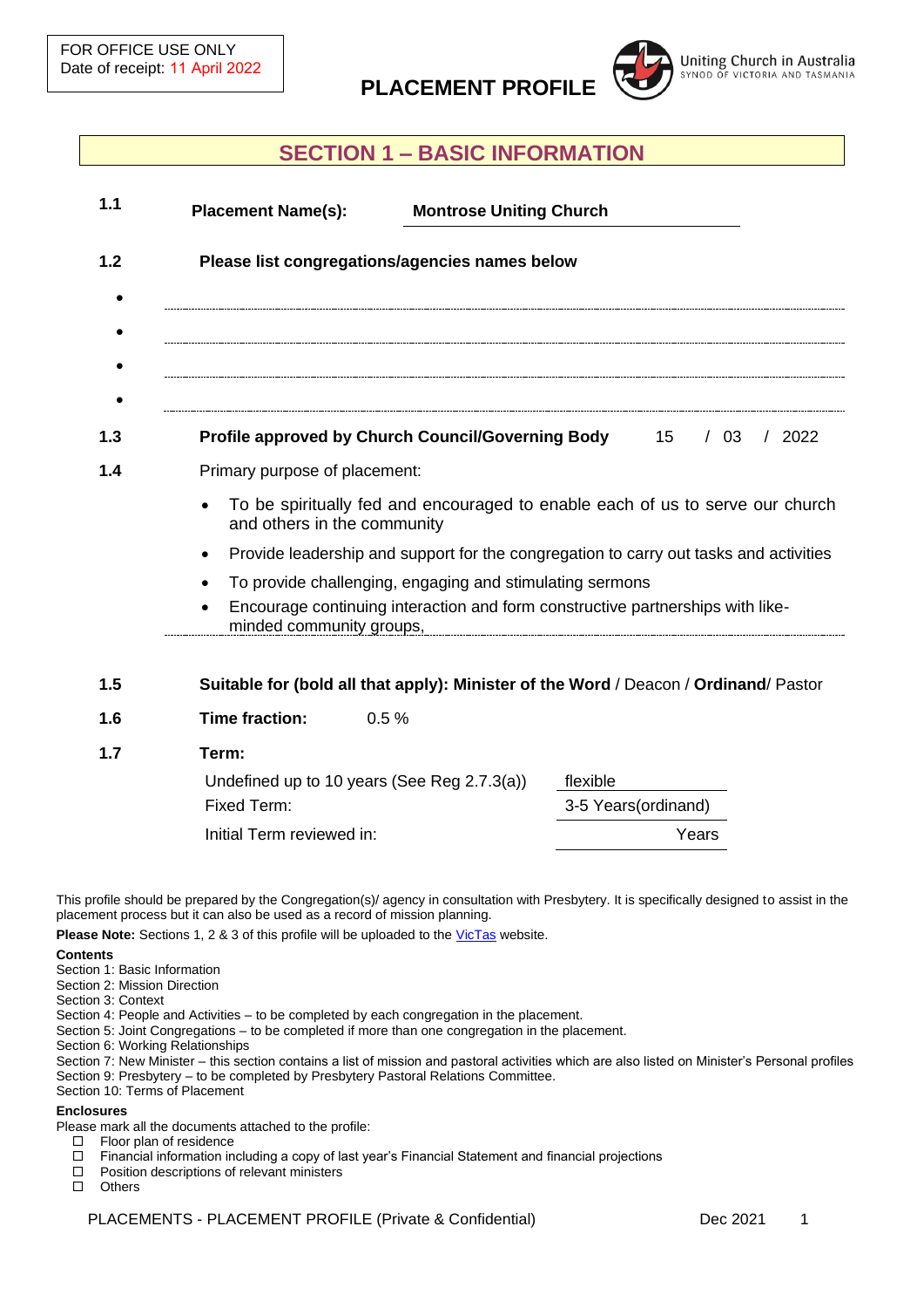FOR OFFICE USE ONLY
Date of receipt: 11 April 2022

# PLACEMENT PROFILE

Uniting Church in Australia
SYNOD OF VICTORIA AND TASMANIA

## SECTION 1 – BASIC INFORMATION

**1.1** **Placement Name(s):** **Montrose Uniting Church**

**1.2** **Please list congregations/agencies names below**

- 
- 
- 
- 

**1.3** **Profile approved by Church Council/Governing Body** 15 / 03 / 2022

**1.4** Primary purpose of placement:

- To be spiritually fed and encouraged to enable each of us to serve our church and others in the community
- Provide leadership and support for the congregation to carry out tasks and activities
- To provide challenging, engaging and stimulating sermons
- Encourage continuing interaction and form constructive partnerships with like-minded community groups,

**1.5** **Suitable for (bold all that apply): Minister of the Word** / Deacon / **Ordinand**/ Pastor

**1.6** **Time fraction:** 0.5 %

**1.7** **Term:**

| | |
|---|---|
| Undefined up to 10 years (See Reg 2.7.3(a)) | flexible |
| Fixed Term: | 3-5 Years(ordinand) |
| Initial Term reviewed in: | Years |

This profile should be prepared by the Congregation(s)/ agency in consultation with Presbytery. It is specifically designed to assist in the placement process but it can also be used as a record of mission planning.

**Please Note:** Sections 1, 2 & 3 of this profile will be uploaded to the VicTas website.

**Contents**
Section 1: Basic Information
Section 2: Mission Direction
Section 3: Context
Section 4: People and Activities – to be completed by each congregation in the placement.
Section 5: Joint Congregations – to be completed if more than one congregation in the placement.
Section 6: Working Relationships
Section 7: New Minister – this section contains a list of mission and pastoral activities which are also listed on Minister's Personal profiles
Section 9: Presbytery – to be completed by Presbytery Pastoral Relations Committee.
Section 10: Terms of Placement

**Enclosures**
Please mark all the documents attached to the profile:

- ☐ Floor plan of residence
- ☐ Financial information including a copy of last year's Financial Statement and financial projections
- ☐ Position descriptions of relevant ministers
- ☐ Others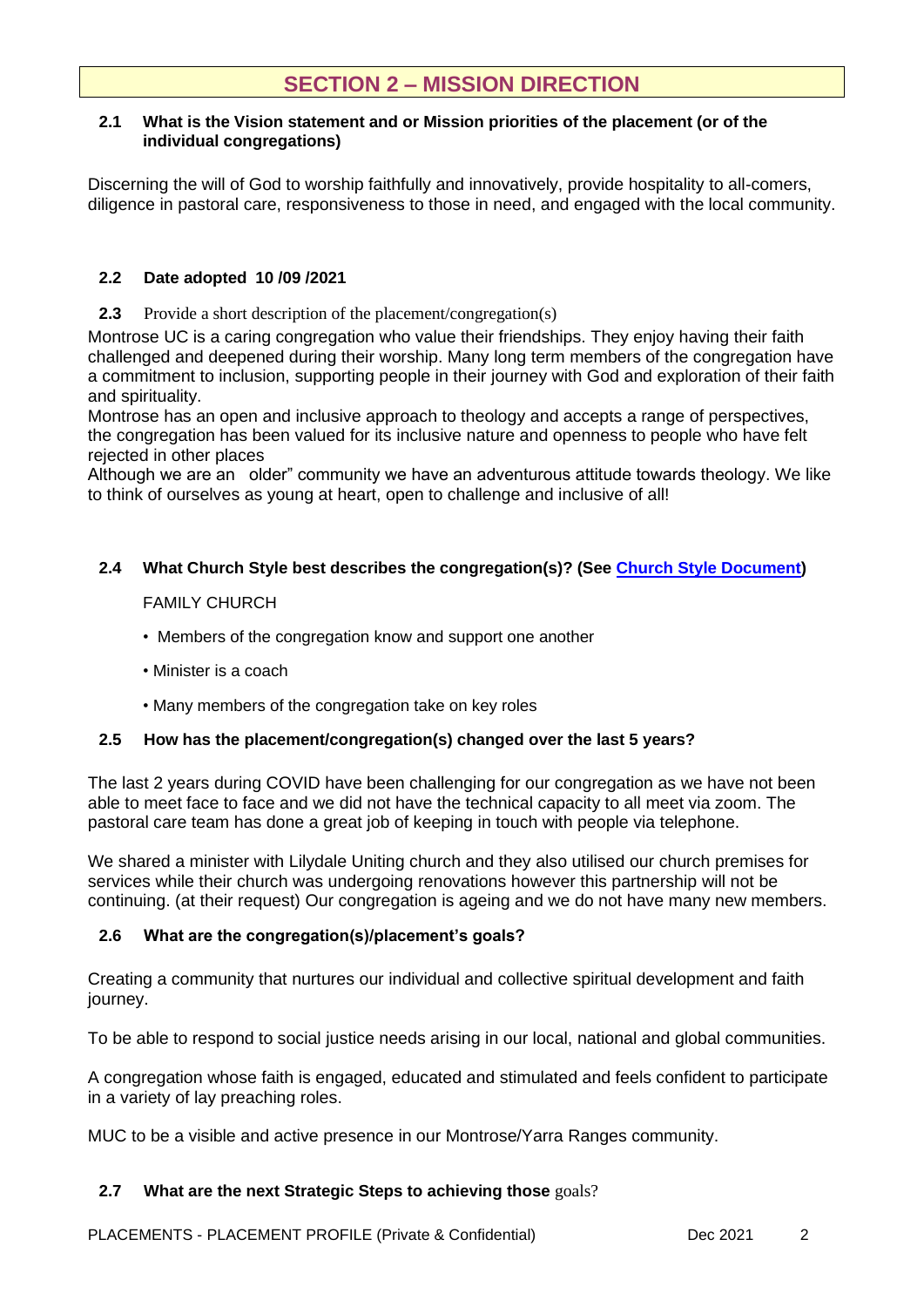## SECTION 2 – MISSION DIRECTION

**2.1 What is the Vision statement and or Mission priorities of the placement (or of the individual congregations)**

Discerning the will of God to worship faithfully and innovatively, provide hospitality to all-comers, diligence in pastoral care, responsiveness to those in need, and engaged with the local community.

**2.2 Date adopted 10 /09 /2021**

**2.3** Provide a short description of the placement/congregation(s)

Montrose UC is a caring congregation who value their friendships. They enjoy having their faith challenged and deepened during their worship. Many long term members of the congregation have a commitment to inclusion, supporting people in their journey with God and exploration of their faith and spirituality.
Montrose has an open and inclusive approach to theology and accepts a range of perspectives, the congregation has been valued for its inclusive nature and openness to people who have felt rejected in other places
Although we are an older" community we have an adventurous attitude towards theology. We like to think of ourselves as young at heart, open to challenge and inclusive of all!

**2.4 What Church Style best describes the congregation(s)? (See [Church Style Document](Church Style Document))**

FAMILY CHURCH

- Members of the congregation know and support one another
- Minister is a coach
- Many members of the congregation take on key roles

**2.5 How has the placement/congregation(s) changed over the last 5 years?**

The last 2 years during COVID have been challenging for our congregation as we have not been able to meet face to face and we did not have the technical capacity to all meet via zoom. The pastoral care team has done a great job of keeping in touch with people via telephone.

We shared a minister with Lilydale Uniting church and they also utilised our church premises for services while their church was undergoing renovations however this partnership will not be continuing. (at their request) Our congregation is ageing and we do not have many new members.

**2.6 What are the congregation(s)/placement's goals?**

Creating a community that nurtures our individual and collective spiritual development and faith journey.

To be able to respond to social justice needs arising in our local, national and global communities.

A congregation whose faith is engaged, educated and stimulated and feels confident to participate in a variety of lay preaching roles.

MUC to be a visible and active presence in our Montrose/Yarra Ranges community.

**2.7 What are the next Strategic Steps to achieving those** goals?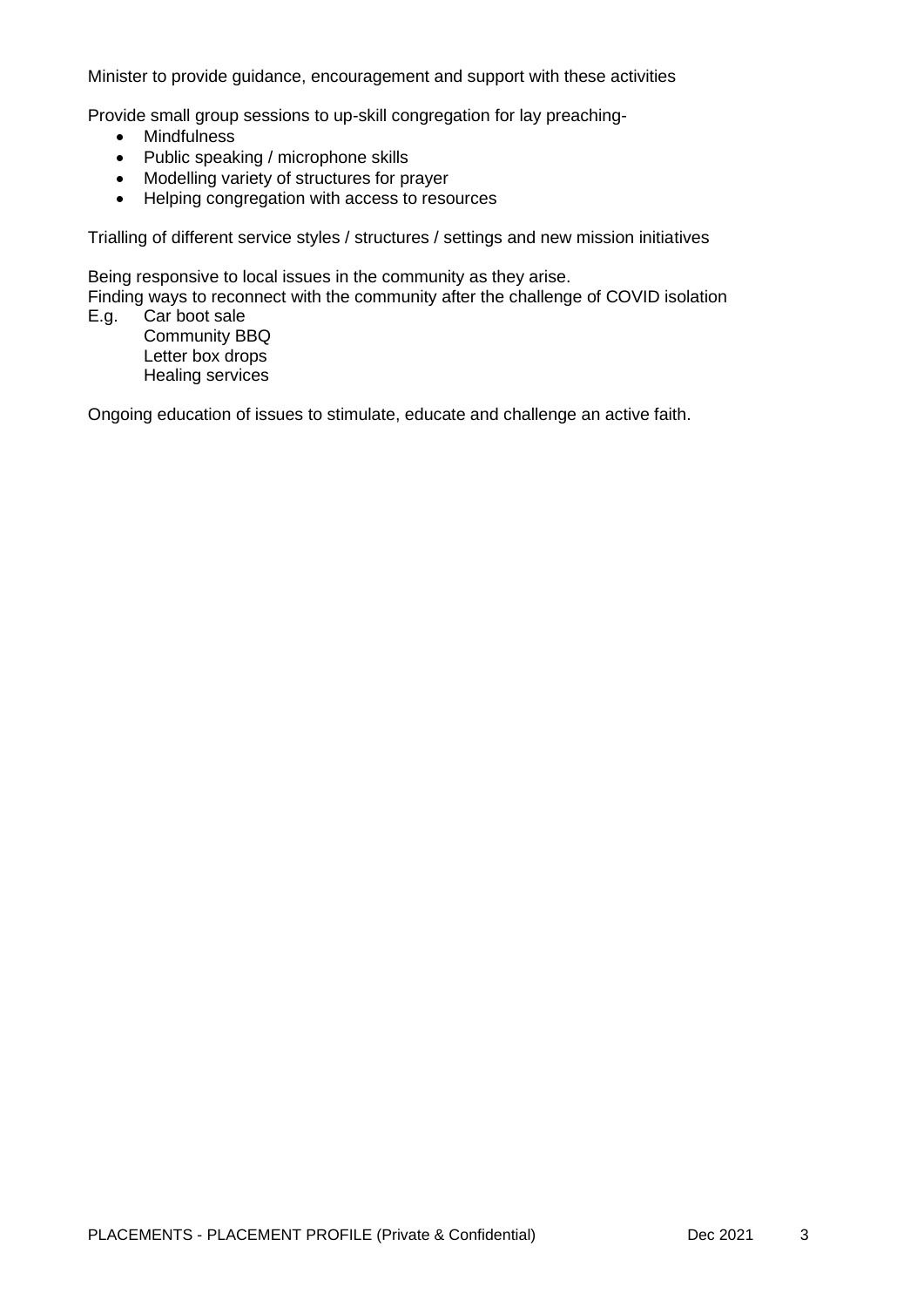Minister to provide guidance, encouragement and support with these activities

Provide small group sessions to up-skill congregation for lay preaching-

- Mindfulness
- Public speaking / microphone skills
- Modelling variety of structures for prayer
- Helping congregation with access to resources

Trialling of different service styles / structures / settings and new mission initiatives

Being responsive to local issues in the community as they arise.
Finding ways to reconnect with the community after the challenge of COVID isolation
E.g. Car boot sale
Community BBQ
Letter box drops
Healing services

Ongoing education of issues to stimulate, educate and challenge an active faith.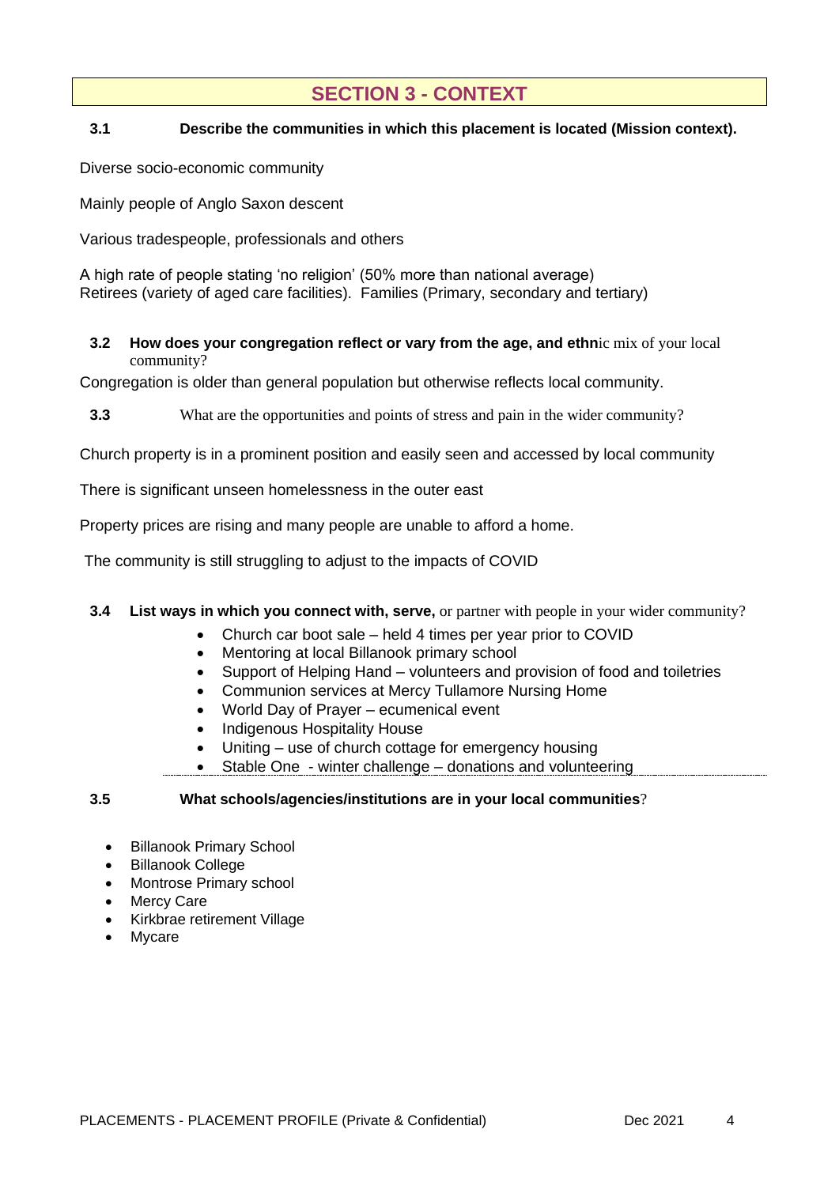## SECTION 3 - CONTEXT

**3.1 Describe the communities in which this placement is located (Mission context).**

Diverse socio-economic community

Mainly people of Anglo Saxon descent

Various tradespeople, professionals and others

A high rate of people stating 'no religion' (50% more than national average)
Retirees (variety of aged care facilities). Families (Primary, secondary and tertiary)

**3.2 How does your congregation reflect or vary from the age, and ethn**ic mix of your local community?

Congregation is older than general population but otherwise reflects local community.

**3.3** What are the opportunities and points of stress and pain in the wider community?

Church property is in a prominent position and easily seen and accessed by local community

There is significant unseen homelessness in the outer east

Property prices are rising and many people are unable to afford a home.

The community is still struggling to adjust to the impacts of COVID

**3.4 List ways in which you connect with, serve,** or partner with people in your wider community?

- Church car boot sale – held 4 times per year prior to COVID
- Mentoring at local Billanook primary school
- Support of Helping Hand – volunteers and provision of food and toiletries
- Communion services at Mercy Tullamore Nursing Home
- World Day of Prayer – ecumenical event
- Indigenous Hospitality House
- Uniting – use of church cottage for emergency housing
- Stable One - winter challenge – donations and volunteering

**3.5 What schools/agencies/institutions are in your local communities**?

- Billanook Primary School
- Billanook College
- Montrose Primary school
- Mercy Care
- Kirkbrae retirement Village
- Mycare